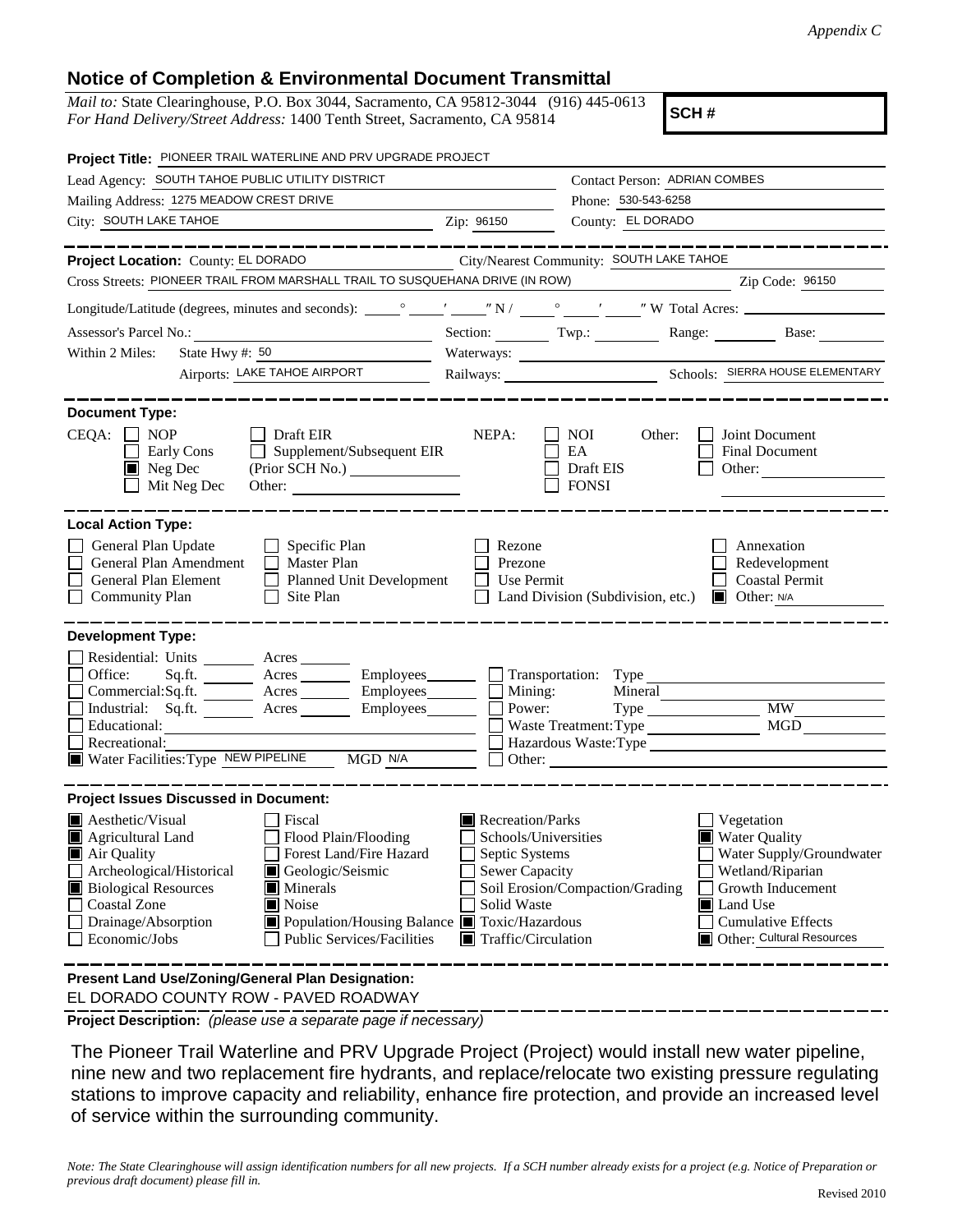*Appendix C*

## Notice of Completion & Environmental Document Transmittal

*Mail to:* State Clearinghouse, P.O. Box 3044, Sacramento, CA 95812-3044 (916) 445-0613
*For Hand Delivery/Street Address:* 1400 Tenth Street, Sacramento, CA 95814

**SCH #**

**Project Title:** PIONEER TRAIL WATERLINE AND PRV UPGRADE PROJECT

Lead Agency: SOUTH TAHOE PUBLIC UTILITY DISTRICT
Contact Person: ADRIAN COMBES
Mailing Address: 1275 MEADOW CREST DRIVE
Phone: 530-543-6258
City: SOUTH LAKE TAHOE
Zip: 96150
County: EL DORADO

---

**Project Location:** County: EL DORADO
City/Nearest Community: SOUTH LAKE TAHOE
Cross Streets: PIONEER TRAIL FROM MARSHALL TRAIL TO SUSQUEHANA DRIVE (IN ROW)
Zip Code: 96150

Longitude/Latitude (degrees, minutes and seconds): ____° ____′ ____″ N / ____° ____′ ____″ W Total Acres: ______

Assessor's Parcel No.: ______ Section: ______ Twp.: ______ Range: ______ Base: ______

Within 2 Miles: State Hwy #: 50 Waterways: ______
Airports: LAKE TAHOE AIRPORT Railways: ______ Schools: SIERRA HOUSE ELEMENTARY

---

**Document Type:**

CEQA:
- ☐ NOP
- ☐ Early Cons
- ☒ Neg Dec
- ☐ Mit Neg Dec
- ☐ Draft EIR
- ☐ Supplement/Subsequent EIR (Prior SCH No.) ______
- Other: ______

NEPA:
- ☐ NOI
- ☐ EA
- ☐ Draft EIS
- ☐ FONSI

Other:
- ☐ Joint Document
- ☐ Final Document
- ☐ Other: ______

---

**Local Action Type:**

- ☐ General Plan Update
- ☐ General Plan Amendment
- ☐ General Plan Element
- ☐ Community Plan
- ☐ Specific Plan
- ☐ Master Plan
- ☐ Planned Unit Development
- ☐ Site Plan
- ☐ Rezone
- ☐ Prezone
- ☐ Use Permit
- ☐ Land Division (Subdivision, etc.)
- ☐ Annexation
- ☐ Redevelopment
- ☐ Coastal Permit
- ☒ Other: N/A

---

**Development Type:**

- ☐ Residential: Units ______ Acres ______
- ☐ Office: Sq.ft. ______ Acres ______ Employees ______
- ☐ Commercial: Sq.ft. ______ Acres ______ Employees ______
- ☐ Industrial: Sq.ft. ______ Acres ______ Employees ______
- ☐ Educational: ______
- ☐ Recreational: ______
- ☒ Water Facilities: Type NEW PIPELINE MGD N/A
- ☐ Transportation: Type ______
- ☐ Mining: Mineral ______
- ☐ Power: Type ______ MW ______
- ☐ Waste Treatment: Type ______ MGD ______
- ☐ Hazardous Waste: Type ______
- ☐ Other: ______

---

**Project Issues Discussed in Document:**

- ☒ Aesthetic/Visual
- ☒ Agricultural Land
- ☒ Air Quality
- ☐ Archeological/Historical
- ☒ Biological Resources
- ☐ Coastal Zone
- ☐ Drainage/Absorption
- ☐ Economic/Jobs
- ☐ Fiscal
- ☐ Flood Plain/Flooding
- ☐ Forest Land/Fire Hazard
- ☒ Geologic/Seismic
- ☒ Minerals
- ☒ Noise
- ☒ Population/Housing Balance
- ☐ Public Services/Facilities
- ☒ Recreation/Parks
- ☐ Schools/Universities
- ☐ Septic Systems
- ☐ Sewer Capacity
- ☐ Soil Erosion/Compaction/Grading
- ☐ Solid Waste
- ☒ Toxic/Hazardous
- ☒ Traffic/Circulation
- ☐ Vegetation
- ☒ Water Quality
- ☐ Water Supply/Groundwater
- ☐ Wetland/Riparian
- ☐ Growth Inducement
- ☒ Land Use
- ☐ Cumulative Effects
- ☒ Other: Cultural Resources

---

**Present Land Use/Zoning/General Plan Designation:**

EL DORADO COUNTY ROW - PAVED ROADWAY

**Project Description:** *(please use a separate page if necessary)*

The Pioneer Trail Waterline and PRV Upgrade Project (Project) would install new water pipeline, nine new and two replacement fire hydrants, and replace/relocate two existing pressure regulating stations to improve capacity and reliability, enhance fire protection, and provide an increased level of service within the surrounding community.

*Note: The State Clearinghouse will assign identification numbers for all new projects. If a SCH number already exists for a project (e.g. Notice of Preparation or previous draft document) please fill in.*

Revised 2010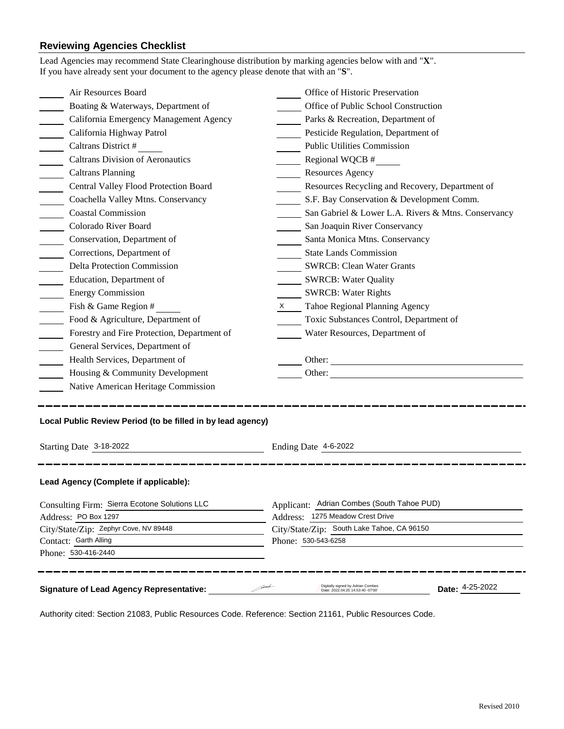## Reviewing Agencies Checklist

Lead Agencies may recommend State Clearinghouse distribution by marking agencies below with and "**X**".
If you have already sent your document to the agency please denote that with an "**S**".

| | | | |
|---|---|---|---|
| | Air Resources Board | | Office of Historic Preservation |
| | Boating & Waterways, Department of | | Office of Public School Construction |
| | California Emergency Management Agency | | Parks & Recreation, Department of |
| | California Highway Patrol | | Pesticide Regulation, Department of |
| | Caltrans District # | | Public Utilities Commission |
| | Caltrans Division of Aeronautics | | Regional WQCB # |
| | Caltrans Planning | | Resources Agency |
| | Central Valley Flood Protection Board | | Resources Recycling and Recovery, Department of |
| | Coachella Valley Mtns. Conservancy | | S.F. Bay Conservation & Development Comm. |
| | Coastal Commission | | San Gabriel & Lower L.A. Rivers & Mtns. Conservancy |
| | Colorado River Board | | San Joaquin River Conservancy |
| | Conservation, Department of | | Santa Monica Mtns. Conservancy |
| | Corrections, Department of | | State Lands Commission |
| | Delta Protection Commission | | SWRCB: Clean Water Grants |
| | Education, Department of | | SWRCB: Water Quality |
| | Energy Commission | | SWRCB: Water Rights |
| | Fish & Game Region # | X | Tahoe Regional Planning Agency |
| | Food & Agriculture, Department of | | Toxic Substances Control, Department of |
| | Forestry and Fire Protection, Department of | | Water Resources, Department of |
| | General Services, Department of | | |
| | Health Services, Department of | | Other: |
| | Housing & Community Development | | Other: |
| | Native American Heritage Commission | | |

### Local Public Review Period (to be filled in by lead agency)

Starting Date 3-18-2022 Ending Date 4-6-2022

### Lead Agency (Complete if applicable):

Consulting Firm: Sierra Ecotone Solutions LLC
Address: PO Box 1297
City/State/Zip: Zephyr Cove, NV 89448
Contact: Garth Alling
Phone: 530-416-2440

Applicant: Adrian Combes (South Tahoe PUD)
Address: 1275 Meadow Crest Drive
City/State/Zip: South Lake Tahoe, CA 96150
Phone: 530-543-6258

**Signature of Lead Agency Representative:** Digitally signed by Adrian Combes Date: 2022.04.25 14:53:40 -07'00' **Date:** 4-25-2022

Authority cited: Section 21083, Public Resources Code. Reference: Section 21161, Public Resources Code.

Revised 2010